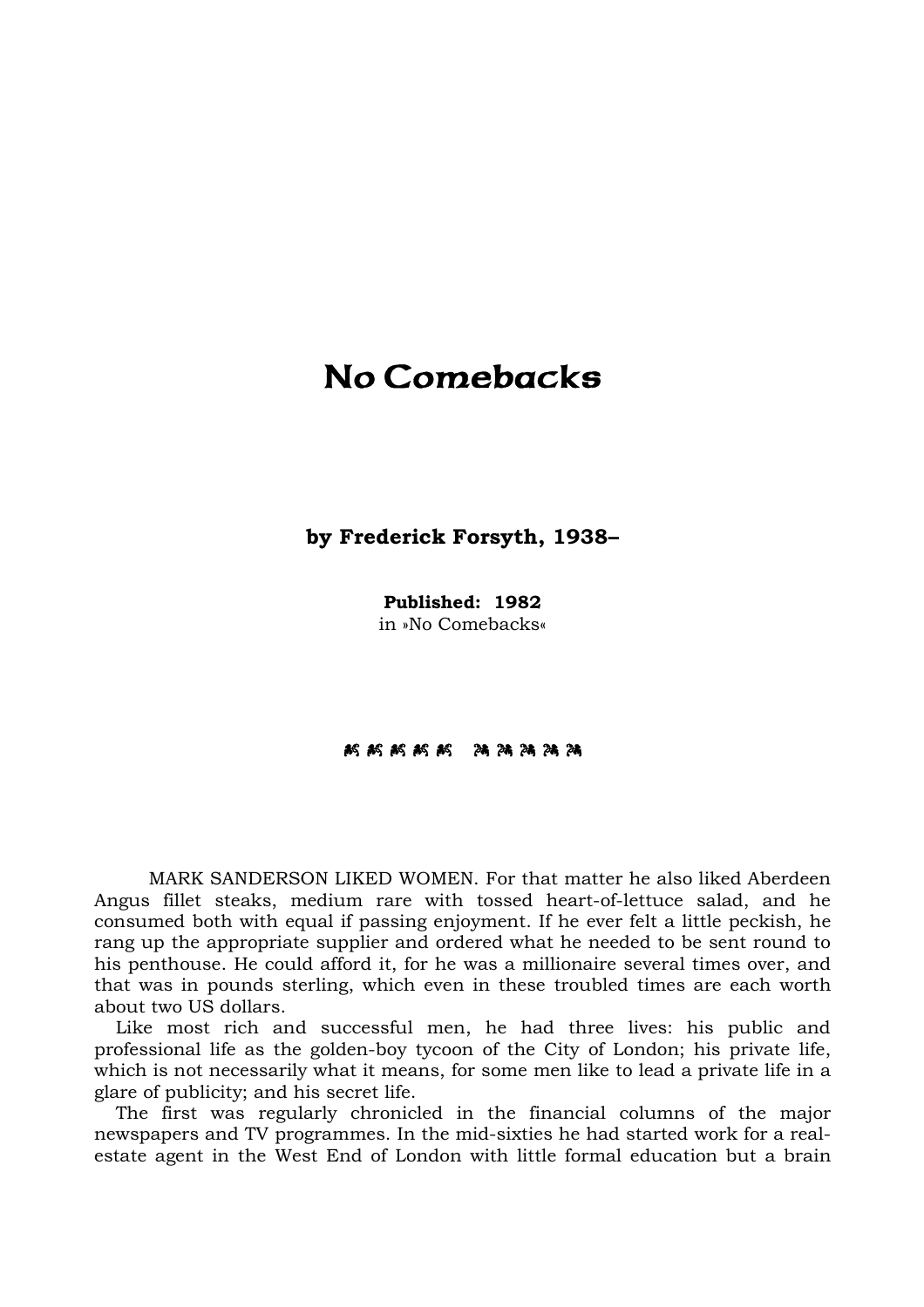# No Comebacks

**by Frederick Forsyth, 1938–**

**Published: 1982**
in »No Comebacks«

MARK SANDERSON LIKED WOMEN. For that matter he also liked Aberdeen Angus fillet steaks, medium rare with tossed heart-of-lettuce salad, and he consumed both with equal if passing enjoyment. If he ever felt a little peckish, he rang up the appropriate supplier and ordered what he needed to be sent round to his penthouse. He could afford it, for he was a millionaire several times over, and that was in pounds sterling, which even in these troubled times are each worth about two US dollars.

Like most rich and successful men, he had three lives: his public and professional life as the golden-boy tycoon of the City of London; his private life, which is not necessarily what it means, for some men like to lead a private life in a glare of publicity; and his secret life.

The first was regularly chronicled in the financial columns of the major newspapers and TV programmes. In the mid-sixties he had started work for a real-estate agent in the West End of London with little formal education but a brain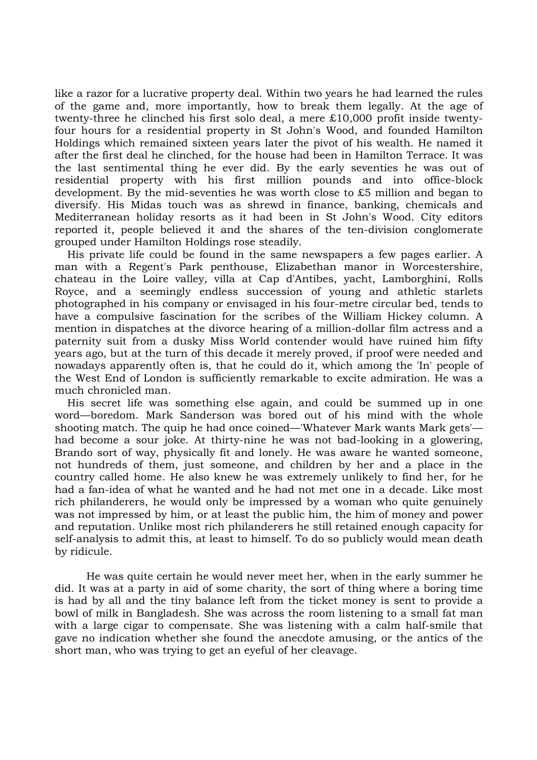like a razor for a lucrative property deal. Within two years he had learned the rules of the game and, more importantly, how to break them legally. At the age of twenty-three he clinched his first solo deal, a mere £10,000 profit inside twenty-four hours for a residential property in St John's Wood, and founded Hamilton Holdings which remained sixteen years later the pivot of his wealth. He named it after the first deal he clinched, for the house had been in Hamilton Terrace. It was the last sentimental thing he ever did. By the early seventies he was out of residential property with his first million pounds and into office-block development. By the mid-seventies he was worth close to £5 million and began to diversify. His Midas touch was as shrewd in finance, banking, chemicals and Mediterranean holiday resorts as it had been in St John's Wood. City editors reported it, people believed it and the shares of the ten-division conglomerate grouped under Hamilton Holdings rose steadily.

His private life could be found in the same newspapers a few pages earlier. A man with a Regent's Park penthouse, Elizabethan manor in Worcestershire, chateau in the Loire valley, villa at Cap d'Antibes, yacht, Lamborghini, Rolls Royce, and a seemingly endless succession of young and athletic starlets photographed in his company or envisaged in his four-metre circular bed, tends to have a compulsive fascination for the scribes of the William Hickey column. A mention in dispatches at the divorce hearing of a million-dollar film actress and a paternity suit from a dusky Miss World contender would have ruined him fifty years ago, but at the turn of this decade it merely proved, if proof were needed and nowadays apparently often is, that he could do it, which among the 'In' people of the West End of London is sufficiently remarkable to excite admiration. He was a much chronicled man.

His secret life was something else again, and could be summed up in one word—boredom. Mark Sanderson was bored out of his mind with the whole shooting match. The quip he had once coined—'Whatever Mark wants Mark gets'—had become a sour joke. At thirty-nine he was not bad-looking in a glowering, Brando sort of way, physically fit and lonely. He was aware he wanted someone, not hundreds of them, just someone, and children by her and a place in the country called home. He also knew he was extremely unlikely to find her, for he had a fan-idea of what he wanted and he had not met one in a decade. Like most rich philanderers, he would only be impressed by a woman who quite genuinely was not impressed by him, or at least the public him, the him of money and power and reputation. Unlike most rich philanderers he still retained enough capacity for self-analysis to admit this, at least to himself. To do so publicly would mean death by ridicule.

He was quite certain he would never meet her, when in the early summer he did. It was at a party in aid of some charity, the sort of thing where a boring time is had by all and the tiny balance left from the ticket money is sent to provide a bowl of milk in Bangladesh. She was across the room listening to a small fat man with a large cigar to compensate. She was listening with a calm half-smile that gave no indication whether she found the anecdote amusing, or the antics of the short man, who was trying to get an eyeful of her cleavage.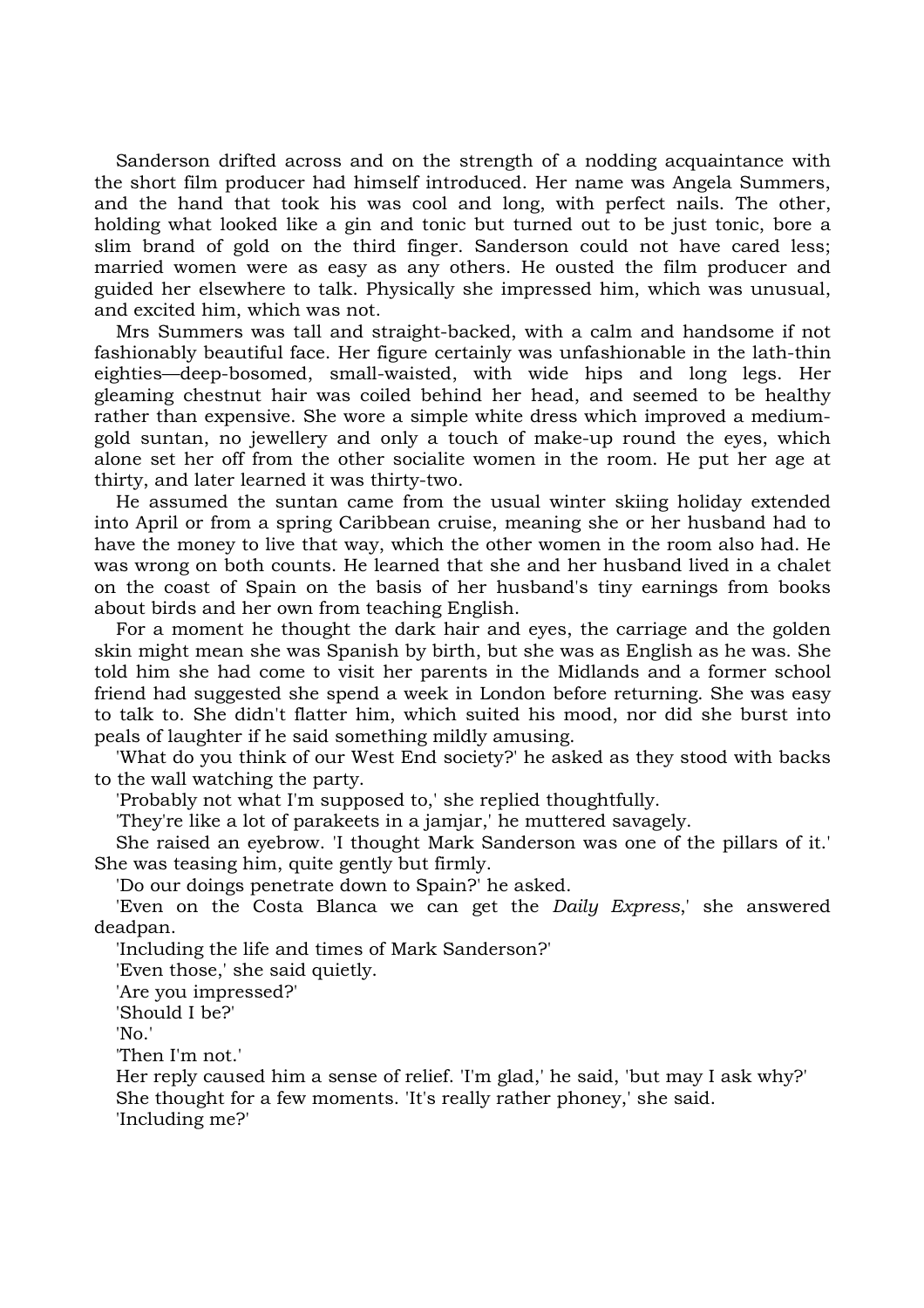Sanderson drifted across and on the strength of a nodding acquaintance with the short film producer had himself introduced. Her name was Angela Summers, and the hand that took his was cool and long, with perfect nails. The other, holding what looked like a gin and tonic but turned out to be just tonic, bore a slim brand of gold on the third finger. Sanderson could not have cared less; married women were as easy as any others. He ousted the film producer and guided her elsewhere to talk. Physically she impressed him, which was unusual, and excited him, which was not.

Mrs Summers was tall and straight-backed, with a calm and handsome if not fashionably beautiful face. Her figure certainly was unfashionable in the lath-thin eighties—deep-bosomed, small-waisted, with wide hips and long legs. Her gleaming chestnut hair was coiled behind her head, and seemed to be healthy rather than expensive. She wore a simple white dress which improved a medium-gold suntan, no jewellery and only a touch of make-up round the eyes, which alone set her off from the other socialite women in the room. He put her age at thirty, and later learned it was thirty-two.

He assumed the suntan came from the usual winter skiing holiday extended into April or from a spring Caribbean cruise, meaning she or her husband had to have the money to live that way, which the other women in the room also had. He was wrong on both counts. He learned that she and her husband lived in a chalet on the coast of Spain on the basis of her husband's tiny earnings from books about birds and her own from teaching English.

For a moment he thought the dark hair and eyes, the carriage and the golden skin might mean she was Spanish by birth, but she was as English as he was. She told him she had come to visit her parents in the Midlands and a former school friend had suggested she spend a week in London before returning. She was easy to talk to. She didn't flatter him, which suited his mood, nor did she burst into peals of laughter if he said something mildly amusing.

'What do you think of our West End society?' he asked as they stood with backs to the wall watching the party.

'Probably not what I'm supposed to,' she replied thoughtfully.

'They're like a lot of parakeets in a jamjar,' he muttered savagely.

She raised an eyebrow. 'I thought Mark Sanderson was one of the pillars of it.' She was teasing him, quite gently but firmly.

'Do our doings penetrate down to Spain?' he asked.

'Even on the Costa Blanca we can get the *Daily Express*,' she answered deadpan.

'Including the life and times of Mark Sanderson?'

'Even those,' she said quietly.

'Are you impressed?'

'Should I be?'

'No.'

'Then I'm not.'

Her reply caused him a sense of relief. 'I'm glad,' he said, 'but may I ask why?'

She thought for a few moments. 'It's really rather phoney,' she said.

'Including me?'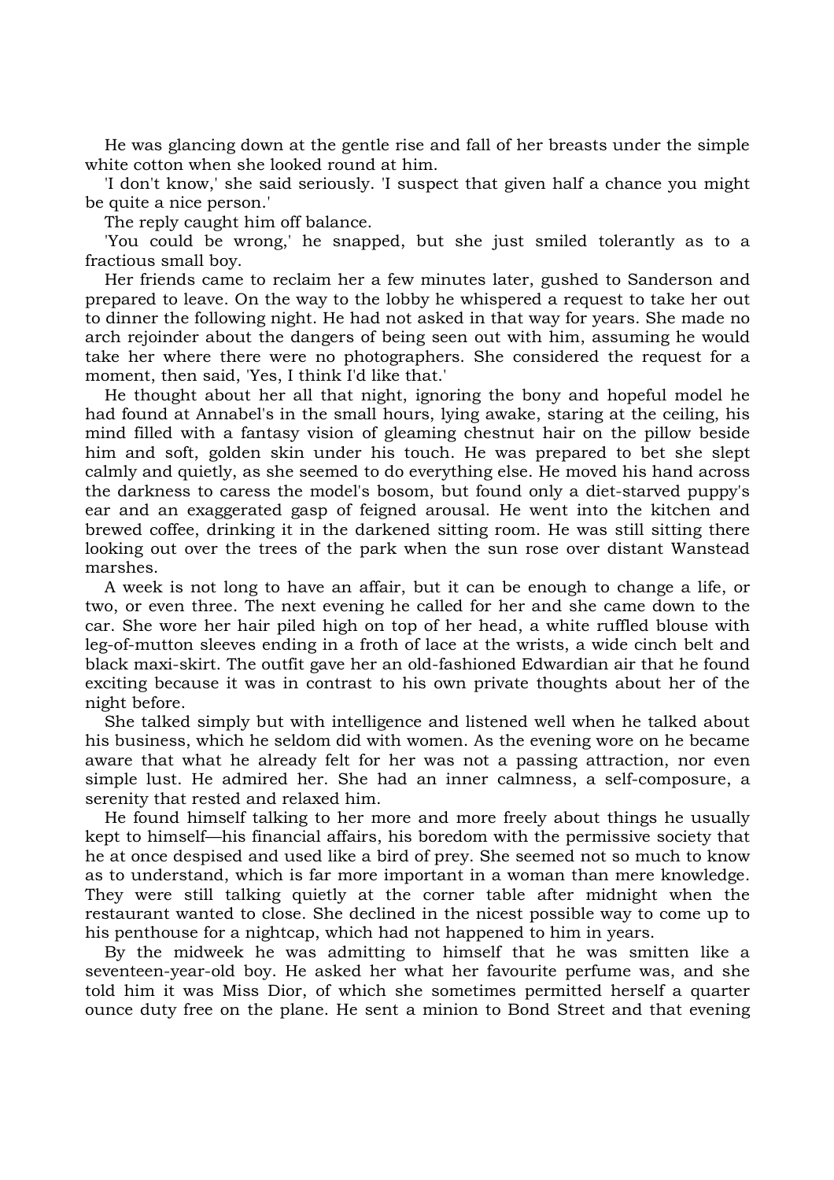He was glancing down at the gentle rise and fall of her breasts under the simple white cotton when she looked round at him.

'I don't know,' she said seriously. 'I suspect that given half a chance you might be quite a nice person.'

The reply caught him off balance.

'You could be wrong,' he snapped, but she just smiled tolerantly as to a fractious small boy.

Her friends came to reclaim her a few minutes later, gushed to Sanderson and prepared to leave. On the way to the lobby he whispered a request to take her out to dinner the following night. He had not asked in that way for years. She made no arch rejoinder about the dangers of being seen out with him, assuming he would take her where there were no photographers. She considered the request for a moment, then said, 'Yes, I think I'd like that.'

He thought about her all that night, ignoring the bony and hopeful model he had found at Annabel's in the small hours, lying awake, staring at the ceiling, his mind filled with a fantasy vision of gleaming chestnut hair on the pillow beside him and soft, golden skin under his touch. He was prepared to bet she slept calmly and quietly, as she seemed to do everything else. He moved his hand across the darkness to caress the model's bosom, but found only a diet-starved puppy's ear and an exaggerated gasp of feigned arousal. He went into the kitchen and brewed coffee, drinking it in the darkened sitting room. He was still sitting there looking out over the trees of the park when the sun rose over distant Wanstead marshes.

A week is not long to have an affair, but it can be enough to change a life, or two, or even three. The next evening he called for her and she came down to the car. She wore her hair piled high on top of her head, a white ruffled blouse with leg-of-mutton sleeves ending in a froth of lace at the wrists, a wide cinch belt and black maxi-skirt. The outfit gave her an old-fashioned Edwardian air that he found exciting because it was in contrast to his own private thoughts about her of the night before.

She talked simply but with intelligence and listened well when he talked about his business, which he seldom did with women. As the evening wore on he became aware that what he already felt for her was not a passing attraction, nor even simple lust. He admired her. She had an inner calmness, a self-composure, a serenity that rested and relaxed him.

He found himself talking to her more and more freely about things he usually kept to himself—his financial affairs, his boredom with the permissive society that he at once despised and used like a bird of prey. She seemed not so much to know as to understand, which is far more important in a woman than mere knowledge. They were still talking quietly at the corner table after midnight when the restaurant wanted to close. She declined in the nicest possible way to come up to his penthouse for a nightcap, which had not happened to him in years.

By the midweek he was admitting to himself that he was smitten like a seventeen-year-old boy. He asked her what her favourite perfume was, and she told him it was Miss Dior, of which she sometimes permitted herself a quarter ounce duty free on the plane. He sent a minion to Bond Street and that evening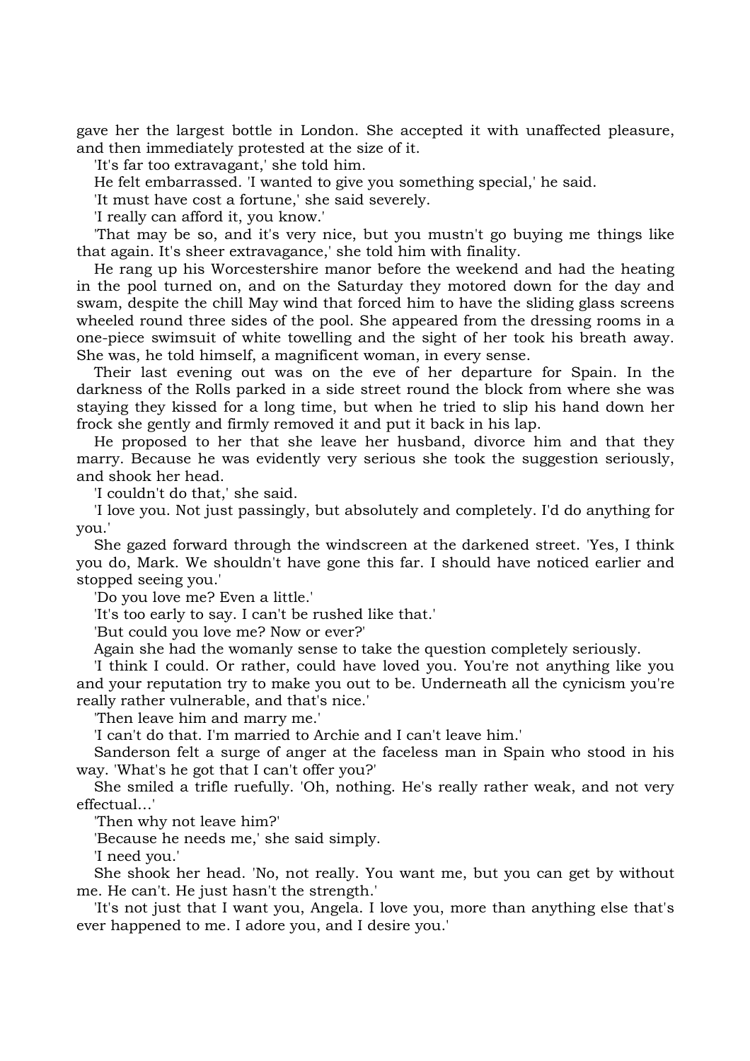gave her the largest bottle in London. She accepted it with unaffected pleasure, and then immediately protested at the size of it.

'It's far too extravagant,' she told him.

He felt embarrassed. 'I wanted to give you something special,' he said.

'It must have cost a fortune,' she said severely.

'I really can afford it, you know.'

'That may be so, and it's very nice, but you mustn't go buying me things like that again. It's sheer extravagance,' she told him with finality.

He rang up his Worcestershire manor before the weekend and had the heating in the pool turned on, and on the Saturday they motored down for the day and swam, despite the chill May wind that forced him to have the sliding glass screens wheeled round three sides of the pool. She appeared from the dressing rooms in a one-piece swimsuit of white towelling and the sight of her took his breath away. She was, he told himself, a magnificent woman, in every sense.

Their last evening out was on the eve of her departure for Spain. In the darkness of the Rolls parked in a side street round the block from where she was staying they kissed for a long time, but when he tried to slip his hand down her frock she gently and firmly removed it and put it back in his lap.

He proposed to her that she leave her husband, divorce him and that they marry. Because he was evidently very serious she took the suggestion seriously, and shook her head.

'I couldn't do that,' she said.

'I love you. Not just passingly, but absolutely and completely. I'd do anything for you.'

She gazed forward through the windscreen at the darkened street. 'Yes, I think you do, Mark. We shouldn't have gone this far. I should have noticed earlier and stopped seeing you.'

'Do you love me? Even a little.'

'It's too early to say. I can't be rushed like that.'

'But could you love me? Now or ever?'

Again she had the womanly sense to take the question completely seriously.

'I think I could. Or rather, could have loved you. You're not anything like you and your reputation try to make you out to be. Underneath all the cynicism you're really rather vulnerable, and that's nice.'

'Then leave him and marry me.'

'I can't do that. I'm married to Archie and I can't leave him.'

Sanderson felt a surge of anger at the faceless man in Spain who stood in his way. 'What's he got that I can't offer you?'

She smiled a trifle ruefully. 'Oh, nothing. He's really rather weak, and not very effectual...'

'Then why not leave him?'

'Because he needs me,' she said simply.

'I need you.'

She shook her head. 'No, not really. You want me, but you can get by without me. He can't. He just hasn't the strength.'

'It's not just that I want you, Angela. I love you, more than anything else that's ever happened to me. I adore you, and I desire you.'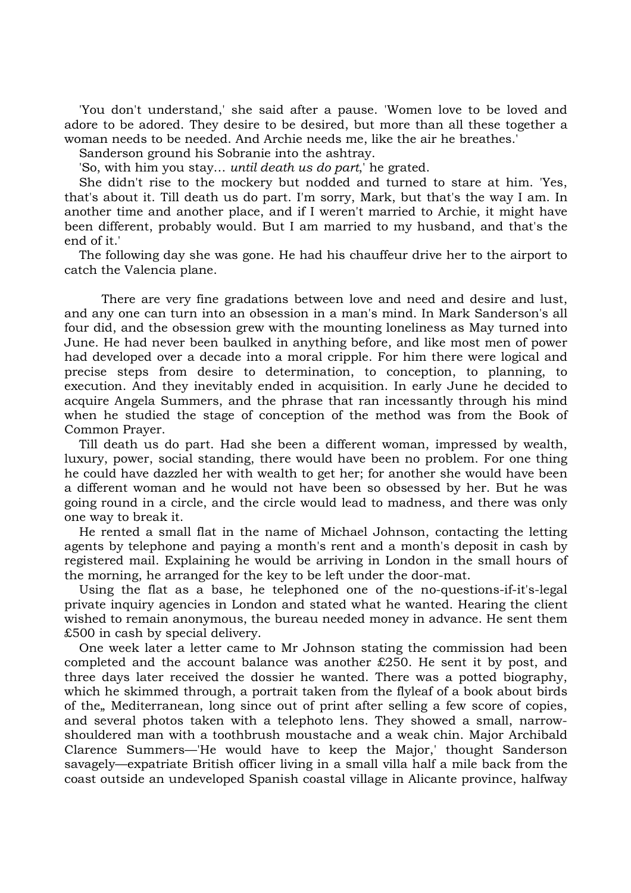'You don't understand,' she said after a pause. 'Women love to be loved and adore to be adored. They desire to be desired, but more than all these together a woman needs to be needed. And Archie needs me, like the air he breathes.'

Sanderson ground his Sobranie into the ashtray.

'So, with him you stay... *until death us do part*,' he grated.

She didn't rise to the mockery but nodded and turned to stare at him. 'Yes, that's about it. Till death us do part. I'm sorry, Mark, but that's the way I am. In another time and another place, and if I weren't married to Archie, it might have been different, probably would. But I am married to my husband, and that's the end of it.'

The following day she was gone. He had his chauffeur drive her to the airport to catch the Valencia plane.

There are very fine gradations between love and need and desire and lust, and any one can turn into an obsession in a man's mind. In Mark Sanderson's all four did, and the obsession grew with the mounting loneliness as May turned into June. He had never been baulked in anything before, and like most men of power had developed over a decade into a moral cripple. For him there were logical and precise steps from desire to determination, to conception, to planning, to execution. And they inevitably ended in acquisition. In early June he decided to acquire Angela Summers, and the phrase that ran incessantly through his mind when he studied the stage of conception of the method was from the Book of Common Prayer.

Till death us do part. Had she been a different woman, impressed by wealth, luxury, power, social standing, there would have been no problem. For one thing he could have dazzled her with wealth to get her; for another she would have been a different woman and he would not have been so obsessed by her. But he was going round in a circle, and the circle would lead to madness, and there was only one way to break it.

He rented a small flat in the name of Michael Johnson, contacting the letting agents by telephone and paying a month's rent and a month's deposit in cash by registered mail. Explaining he would be arriving in London in the small hours of the morning, he arranged for the key to be left under the door-mat.

Using the flat as a base, he telephoned one of the no-questions-if-it's-legal private inquiry agencies in London and stated what he wanted. Hearing the client wished to remain anonymous, the bureau needed money in advance. He sent them £500 in cash by special delivery.

One week later a letter came to Mr Johnson stating the commission had been completed and the account balance was another £250. He sent it by post, and three days later received the dossier he wanted. There was a potted biography, which he skimmed through, a portrait taken from the flyleaf of a book about birds of the„ Mediterranean, long since out of print after selling a few score of copies, and several photos taken with a telephoto lens. They showed a small, narrow-shouldered man with a toothbrush moustache and a weak chin. Major Archibald Clarence Summers—'He would have to keep the Major,' thought Sanderson savagely—expatriate British officer living in a small villa half a mile back from the coast outside an undeveloped Spanish coastal village in Alicante province, halfway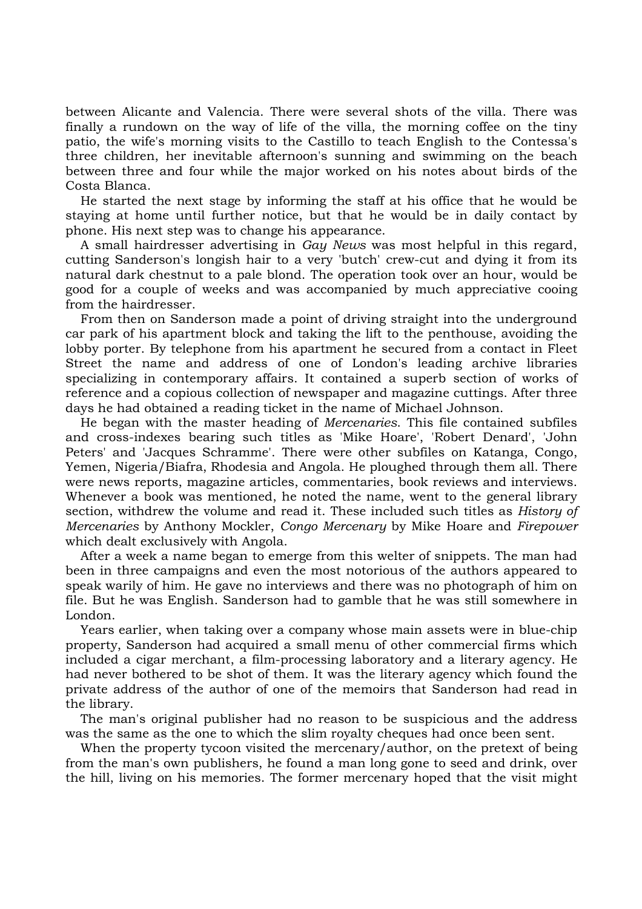between Alicante and Valencia. There were several shots of the villa. There was finally a rundown on the way of life of the villa, the morning coffee on the tiny patio, the wife's morning visits to the Castillo to teach English to the Contessa's three children, her inevitable afternoon's sunning and swimming on the beach between three and four while the major worked on his notes about birds of the Costa Blanca.

He started the next stage by informing the staff at his office that he would be staying at home until further notice, but that he would be in daily contact by phone. His next step was to change his appearance.

A small hairdresser advertising in *Gay News* was most helpful in this regard, cutting Sanderson's longish hair to a very 'butch' crew-cut and dying it from its natural dark chestnut to a pale blond. The operation took over an hour, would be good for a couple of weeks and was accompanied by much appreciative cooing from the hairdresser.

From then on Sanderson made a point of driving straight into the underground car park of his apartment block and taking the lift to the penthouse, avoiding the lobby porter. By telephone from his apartment he secured from a contact in Fleet Street the name and address of one of London's leading archive libraries specializing in contemporary affairs. It contained a superb section of works of reference and a copious collection of newspaper and magazine cuttings. After three days he had obtained a reading ticket in the name of Michael Johnson.

He began with the master heading of *Mercenaries*. This file contained subfiles and cross-indexes bearing such titles as 'Mike Hoare', 'Robert Denard', 'John Peters' and 'Jacques Schramme'. There were other subfiles on Katanga, Congo, Yemen, Nigeria/Biafra, Rhodesia and Angola. He ploughed through them all. There were news reports, magazine articles, commentaries, book reviews and interviews. Whenever a book was mentioned, he noted the name, went to the general library section, withdrew the volume and read it. These included such titles as *History of Mercenaries* by Anthony Mockler, *Congo Mercenary* by Mike Hoare and *Firepower* which dealt exclusively with Angola.

After a week a name began to emerge from this welter of snippets. The man had been in three campaigns and even the most notorious of the authors appeared to speak warily of him. He gave no interviews and there was no photograph of him on file. But he was English. Sanderson had to gamble that he was still somewhere in London.

Years earlier, when taking over a company whose main assets were in blue-chip property, Sanderson had acquired a small menu of other commercial firms which included a cigar merchant, a film-processing laboratory and a literary agency. He had never bothered to be shot of them. It was the literary agency which found the private address of the author of one of the memoirs that Sanderson had read in the library.

The man's original publisher had no reason to be suspicious and the address was the same as the one to which the slim royalty cheques had once been sent.

When the property tycoon visited the mercenary/author, on the pretext of being from the man's own publishers, he found a man long gone to seed and drink, over the hill, living on his memories. The former mercenary hoped that the visit might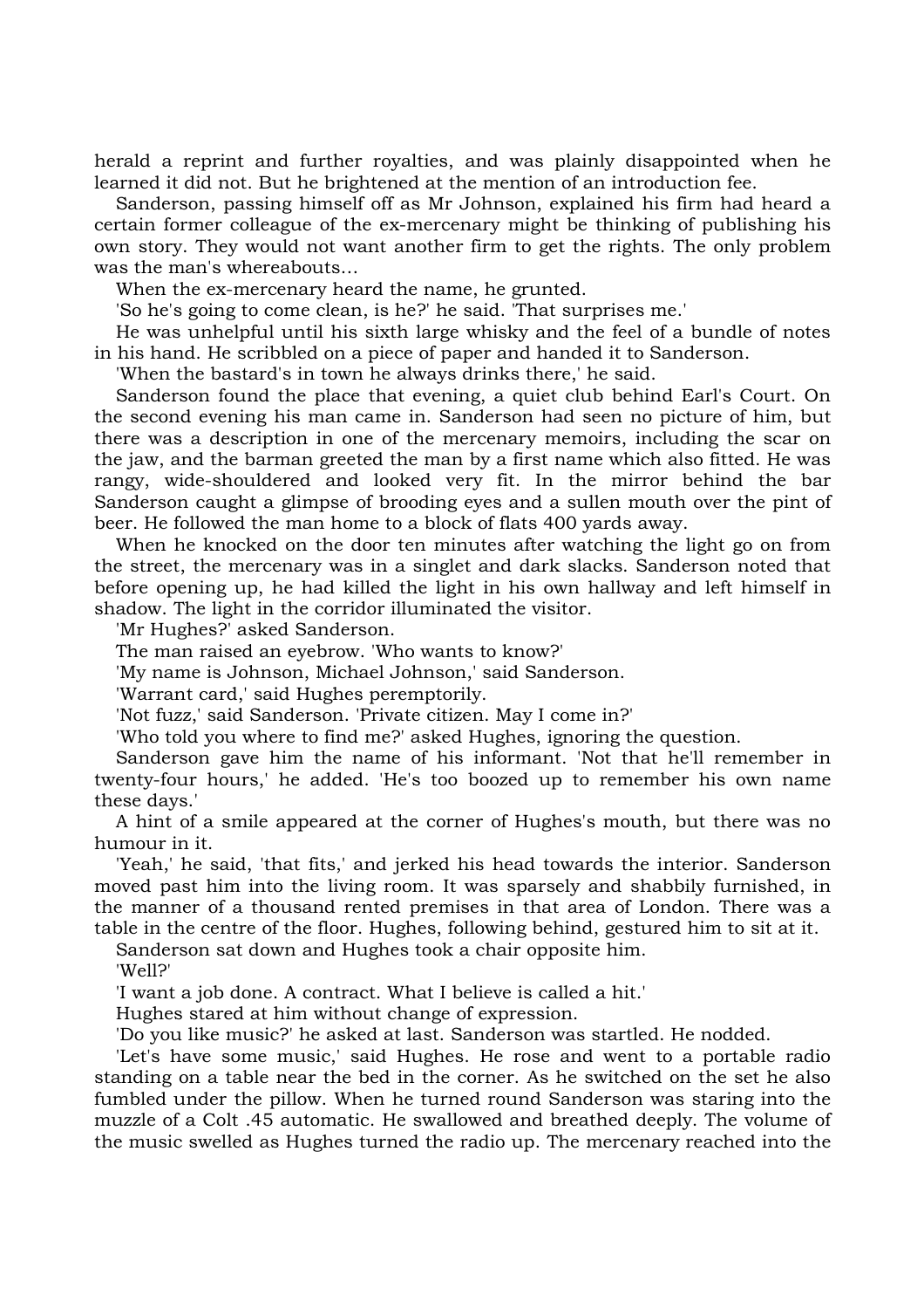herald a reprint and further royalties, and was plainly disappointed when he learned it did not. But he brightened at the mention of an introduction fee.

Sanderson, passing himself off as Mr Johnson, explained his firm had heard a certain former colleague of the ex-mercenary might be thinking of publishing his own story. They would not want another firm to get the rights. The only problem was the man's whereabouts…

When the ex-mercenary heard the name, he grunted.

'So he's going to come clean, is he?' he said. 'That surprises me.'

He was unhelpful until his sixth large whisky and the feel of a bundle of notes in his hand. He scribbled on a piece of paper and handed it to Sanderson.

'When the bastard's in town he always drinks there,' he said.

Sanderson found the place that evening, a quiet club behind Earl's Court. On the second evening his man came in. Sanderson had seen no picture of him, but there was a description in one of the mercenary memoirs, including the scar on the jaw, and the barman greeted the man by a first name which also fitted. He was rangy, wide-shouldered and looked very fit. In the mirror behind the bar Sanderson caught a glimpse of brooding eyes and a sullen mouth over the pint of beer. He followed the man home to a block of flats 400 yards away.

When he knocked on the door ten minutes after watching the light go on from the street, the mercenary was in a singlet and dark slacks. Sanderson noted that before opening up, he had killed the light in his own hallway and left himself in shadow. The light in the corridor illuminated the visitor.

'Mr Hughes?' asked Sanderson.

The man raised an eyebrow. 'Who wants to know?'

'My name is Johnson, Michael Johnson,' said Sanderson.

'Warrant card,' said Hughes peremptorily.

'Not fuzz,' said Sanderson. 'Private citizen. May I come in?'

'Who told you where to find me?' asked Hughes, ignoring the question.

Sanderson gave him the name of his informant. 'Not that he'll remember in twenty-four hours,' he added. 'He's too boozed up to remember his own name these days.'

A hint of a smile appeared at the corner of Hughes's mouth, but there was no humour in it.

'Yeah,' he said, 'that fits,' and jerked his head towards the interior. Sanderson moved past him into the living room. It was sparsely and shabbily furnished, in the manner of a thousand rented premises in that area of London. There was a table in the centre of the floor. Hughes, following behind, gestured him to sit at it.

Sanderson sat down and Hughes took a chair opposite him.

'Well?'

'I want a job done. A contract. What I believe is called a hit.'

Hughes stared at him without change of expression.

'Do you like music?' he asked at last. Sanderson was startled. He nodded.

'Let's have some music,' said Hughes. He rose and went to a portable radio standing on a table near the bed in the corner. As he switched on the set he also fumbled under the pillow. When he turned round Sanderson was staring into the muzzle of a Colt .45 automatic. He swallowed and breathed deeply. The volume of the music swelled as Hughes turned the radio up. The mercenary reached into the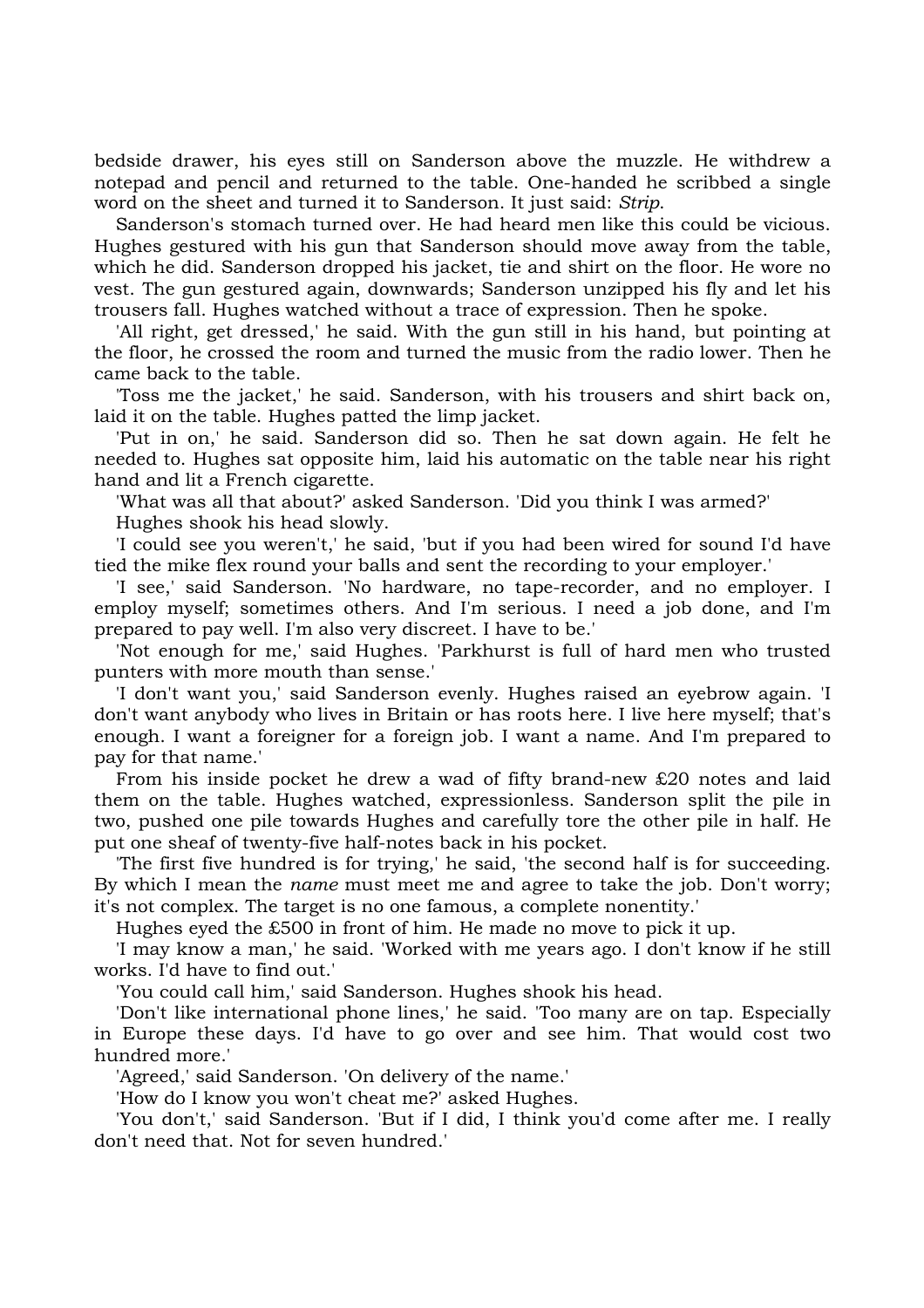bedside drawer, his eyes still on Sanderson above the muzzle. He withdrew a notepad and pencil and returned to the table. One-handed he scribbed a single word on the sheet and turned it to Sanderson. It just said: *Strip*.

Sanderson's stomach turned over. He had heard men like this could be vicious. Hughes gestured with his gun that Sanderson should move away from the table, which he did. Sanderson dropped his jacket, tie and shirt on the floor. He wore no vest. The gun gestured again, downwards; Sanderson unzipped his fly and let his trousers fall. Hughes watched without a trace of expression. Then he spoke.

'All right, get dressed,' he said. With the gun still in his hand, but pointing at the floor, he crossed the room and turned the music from the radio lower. Then he came back to the table.

'Toss me the jacket,' he said. Sanderson, with his trousers and shirt back on, laid it on the table. Hughes patted the limp jacket.

'Put in on,' he said. Sanderson did so. Then he sat down again. He felt he needed to. Hughes sat opposite him, laid his automatic on the table near his right hand and lit a French cigarette.

'What was all that about?' asked Sanderson. 'Did you think I was armed?'

Hughes shook his head slowly.

'I could see you weren't,' he said, 'but if you had been wired for sound I'd have tied the mike flex round your balls and sent the recording to your employer.'

'I see,' said Sanderson. 'No hardware, no tape-recorder, and no employer. I employ myself; sometimes others. And I'm serious. I need a job done, and I'm prepared to pay well. I'm also very discreet. I have to be.'

'Not enough for me,' said Hughes. 'Parkhurst is full of hard men who trusted punters with more mouth than sense.'

'I don't want you,' said Sanderson evenly. Hughes raised an eyebrow again. 'I don't want anybody who lives in Britain or has roots here. I live here myself; that's enough. I want a foreigner for a foreign job. I want a name. And I'm prepared to pay for that name.'

From his inside pocket he drew a wad of fifty brand-new £20 notes and laid them on the table. Hughes watched, expressionless. Sanderson split the pile in two, pushed one pile towards Hughes and carefully tore the other pile in half. He put one sheaf of twenty-five half-notes back in his pocket.

'The first five hundred is for trying,' he said, 'the second half is for succeeding. By which I mean the *name* must meet me and agree to take the job. Don't worry; it's not complex. The target is no one famous, a complete nonentity.'

Hughes eyed the £500 in front of him. He made no move to pick it up.

'I may know a man,' he said. 'Worked with me years ago. I don't know if he still works. I'd have to find out.'

'You could call him,' said Sanderson. Hughes shook his head.

'Don't like international phone lines,' he said. 'Too many are on tap. Especially in Europe these days. I'd have to go over and see him. That would cost two hundred more.'

'Agreed,' said Sanderson. 'On delivery of the name.'

'How do I know you won't cheat me?' asked Hughes.

'You don't,' said Sanderson. 'But if I did, I think you'd come after me. I really don't need that. Not for seven hundred.'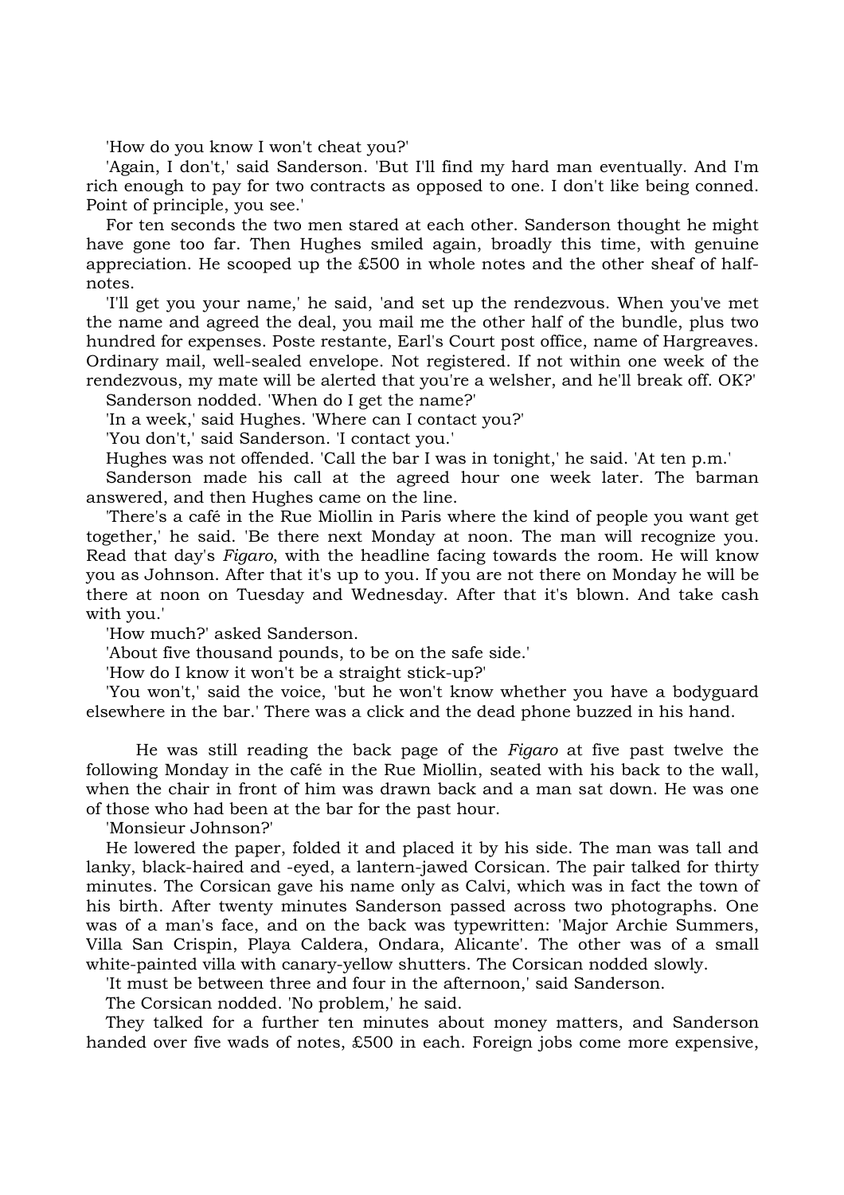'How do you know I won't cheat you?'

'Again, I don't,' said Sanderson. 'But I'll find my hard man eventually. And I'm rich enough to pay for two contracts as opposed to one. I don't like being conned. Point of principle, you see.'

For ten seconds the two men stared at each other. Sanderson thought he might have gone too far. Then Hughes smiled again, broadly this time, with genuine appreciation. He scooped up the £500 in whole notes and the other sheaf of half-notes.

'I'll get you your name,' he said, 'and set up the rendezvous. When you've met the name and agreed the deal, you mail me the other half of the bundle, plus two hundred for expenses. Poste restante, Earl's Court post office, name of Hargreaves. Ordinary mail, well-sealed envelope. Not registered. If not within one week of the rendezvous, my mate will be alerted that you're a welsher, and he'll break off. OK?'

Sanderson nodded. 'When do I get the name?'

'In a week,' said Hughes. 'Where can I contact you?'

'You don't,' said Sanderson. 'I contact you.'

Hughes was not offended. 'Call the bar I was in tonight,' he said. 'At ten p.m.'

Sanderson made his call at the agreed hour one week later. The barman answered, and then Hughes came on the line.

'There's a café in the Rue Miollin in Paris where the kind of people you want get together,' he said. 'Be there next Monday at noon. The man will recognize you. Read that day's *Figaro*, with the headline facing towards the room. He will know you as Johnson. After that it's up to you. If you are not there on Monday he will be there at noon on Tuesday and Wednesday. After that it's blown. And take cash with you.'

'How much?' asked Sanderson.

'About five thousand pounds, to be on the safe side.'

'How do I know it won't be a straight stick-up?'

'You won't,' said the voice, 'but he won't know whether you have a bodyguard elsewhere in the bar.' There was a click and the dead phone buzzed in his hand.

He was still reading the back page of the *Figaro* at five past twelve the following Monday in the café in the Rue Miollin, seated with his back to the wall, when the chair in front of him was drawn back and a man sat down. He was one of those who had been at the bar for the past hour.

'Monsieur Johnson?'

He lowered the paper, folded it and placed it by his side. The man was tall and lanky, black-haired and -eyed, a lantern-jawed Corsican. The pair talked for thirty minutes. The Corsican gave his name only as Calvi, which was in fact the town of his birth. After twenty minutes Sanderson passed across two photographs. One was of a man's face, and on the back was typewritten: 'Major Archie Summers, Villa San Crispin, Playa Caldera, Ondara, Alicante'. The other was of a small white-painted villa with canary-yellow shutters. The Corsican nodded slowly.

'It must be between three and four in the afternoon,' said Sanderson.

The Corsican nodded. 'No problem,' he said.

They talked for a further ten minutes about money matters, and Sanderson handed over five wads of notes, £500 in each. Foreign jobs come more expensive,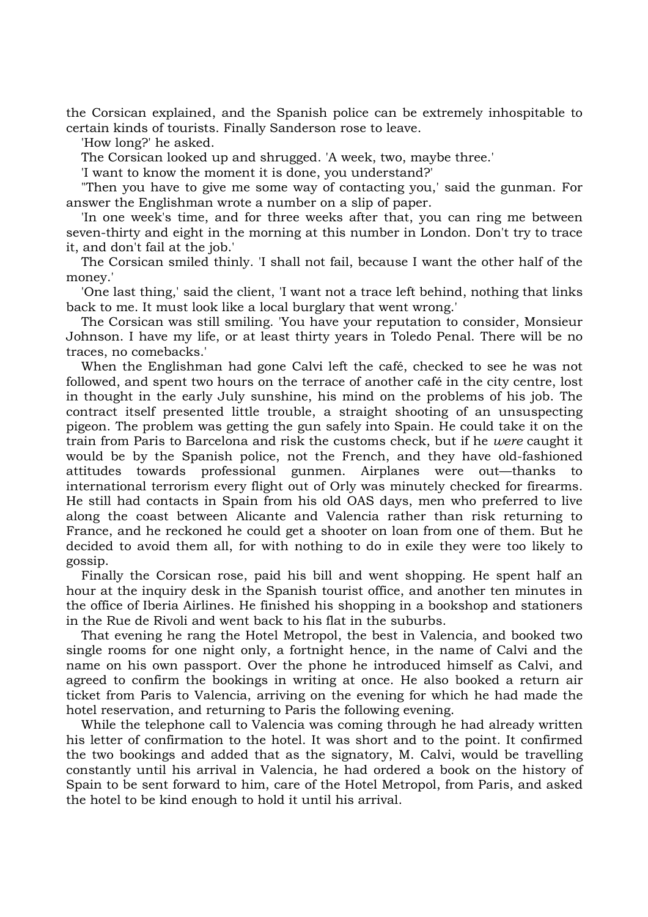the Corsican explained, and the Spanish police can be extremely inhospitable to certain kinds of tourists. Finally Sanderson rose to leave.

'How long?' he asked.

The Corsican looked up and shrugged. 'A week, two, maybe three.'

'I want to know the moment it is done, you understand?'

"Then you have to give me some way of contacting you,' said the gunman. For answer the Englishman wrote a number on a slip of paper.

'In one week's time, and for three weeks after that, you can ring me between seven-thirty and eight in the morning at this number in London. Don't try to trace it, and don't fail at the job.'

The Corsican smiled thinly. 'I shall not fail, because I want the other half of the money.'

'One last thing,' said the client, 'I want not a trace left behind, nothing that links back to me. It must look like a local burglary that went wrong.'

The Corsican was still smiling. 'You have your reputation to consider, Monsieur Johnson. I have my life, or at least thirty years in Toledo Penal. There will be no traces, no comebacks.'

When the Englishman had gone Calvi left the café, checked to see he was not followed, and spent two hours on the terrace of another café in the city centre, lost in thought in the early July sunshine, his mind on the problems of his job. The contract itself presented little trouble, a straight shooting of an unsuspecting pigeon. The problem was getting the gun safely into Spain. He could take it on the train from Paris to Barcelona and risk the customs check, but if he *were* caught it would be by the Spanish police, not the French, and they have old-fashioned attitudes towards professional gunmen. Airplanes were out—thanks to international terrorism every flight out of Orly was minutely checked for firearms. He still had contacts in Spain from his old OAS days, men who preferred to live along the coast between Alicante and Valencia rather than risk returning to France, and he reckoned he could get a shooter on loan from one of them. But he decided to avoid them all, for with nothing to do in exile they were too likely to gossip.

Finally the Corsican rose, paid his bill and went shopping. He spent half an hour at the inquiry desk in the Spanish tourist office, and another ten minutes in the office of Iberia Airlines. He finished his shopping in a bookshop and stationers in the Rue de Rivoli and went back to his flat in the suburbs.

That evening he rang the Hotel Metropol, the best in Valencia, and booked two single rooms for one night only, a fortnight hence, in the name of Calvi and the name on his own passport. Over the phone he introduced himself as Calvi, and agreed to confirm the bookings in writing at once. He also booked a return air ticket from Paris to Valencia, arriving on the evening for which he had made the hotel reservation, and returning to Paris the following evening.

While the telephone call to Valencia was coming through he had already written his letter of confirmation to the hotel. It was short and to the point. It confirmed the two bookings and added that as the signatory, M. Calvi, would be travelling constantly until his arrival in Valencia, he had ordered a book on the history of Spain to be sent forward to him, care of the Hotel Metropol, from Paris, and asked the hotel to be kind enough to hold it until his arrival.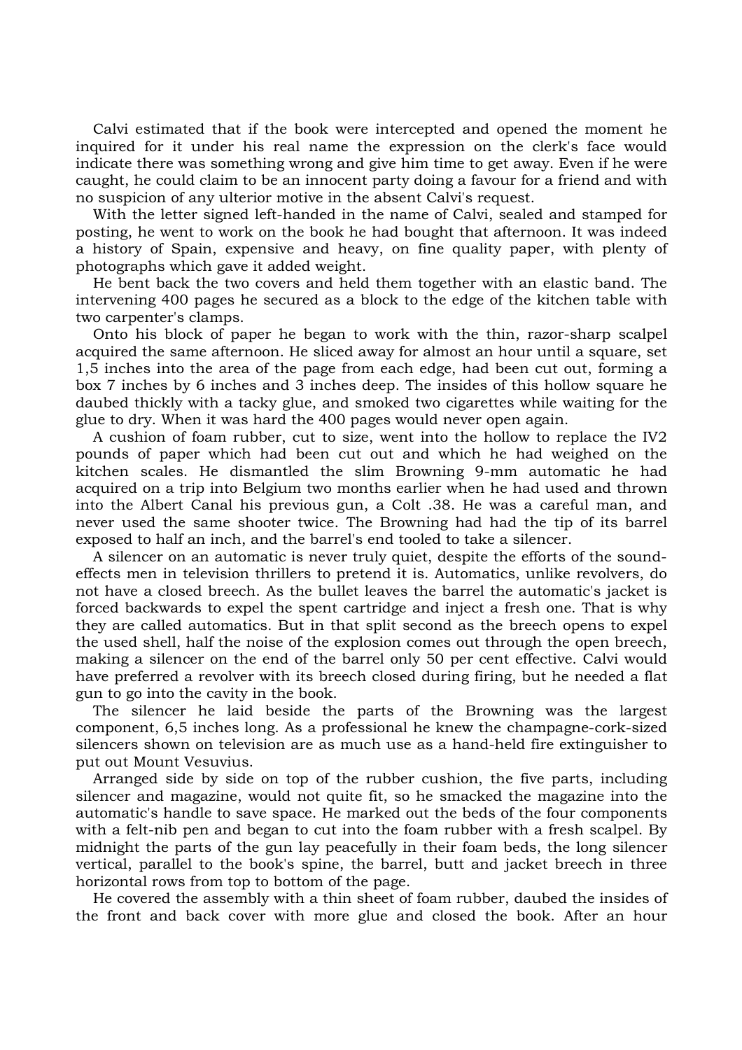Calvi estimated that if the book were intercepted and opened the moment he inquired for it under his real name the expression on the clerk's face would indicate there was something wrong and give him time to get away. Even if he were caught, he could claim to be an innocent party doing a favour for a friend and with no suspicion of any ulterior motive in the absent Calvi's request.

With the letter signed left-handed in the name of Calvi, sealed and stamped for posting, he went to work on the book he had bought that afternoon. It was indeed a history of Spain, expensive and heavy, on fine quality paper, with plenty of photographs which gave it added weight.

He bent back the two covers and held them together with an elastic band. The intervening 400 pages he secured as a block to the edge of the kitchen table with two carpenter's clamps.

Onto his block of paper he began to work with the thin, razor-sharp scalpel acquired the same afternoon. He sliced away for almost an hour until a square, set 1,5 inches into the area of the page from each edge, had been cut out, forming a box 7 inches by 6 inches and 3 inches deep. The insides of this hollow square he daubed thickly with a tacky glue, and smoked two cigarettes while waiting for the glue to dry. When it was hard the 400 pages would never open again.

A cushion of foam rubber, cut to size, went into the hollow to replace the IV2 pounds of paper which had been cut out and which he had weighed on the kitchen scales. He dismantled the slim Browning 9-mm automatic he had acquired on a trip into Belgium two months earlier when he had used and thrown into the Albert Canal his previous gun, a Colt .38. He was a careful man, and never used the same shooter twice. The Browning had had the tip of its barrel exposed to half an inch, and the barrel's end tooled to take a silencer.

A silencer on an automatic is never truly quiet, despite the efforts of the sound-effects men in television thrillers to pretend it is. Automatics, unlike revolvers, do not have a closed breech. As the bullet leaves the barrel the automatic's jacket is forced backwards to expel the spent cartridge and inject a fresh one. That is why they are called automatics. But in that split second as the breech opens to expel the used shell, half the noise of the explosion comes out through the open breech, making a silencer on the end of the barrel only 50 per cent effective. Calvi would have preferred a revolver with its breech closed during firing, but he needed a flat gun to go into the cavity in the book.

The silencer he laid beside the parts of the Browning was the largest component, 6,5 inches long. As a professional he knew the champagne-cork-sized silencers shown on television are as much use as a hand-held fire extinguisher to put out Mount Vesuvius.

Arranged side by side on top of the rubber cushion, the five parts, including silencer and magazine, would not quite fit, so he smacked the magazine into the automatic's handle to save space. He marked out the beds of the four components with a felt-nib pen and began to cut into the foam rubber with a fresh scalpel. By midnight the parts of the gun lay peacefully in their foam beds, the long silencer vertical, parallel to the book's spine, the barrel, butt and jacket breech in three horizontal rows from top to bottom of the page.

He covered the assembly with a thin sheet of foam rubber, daubed the insides of the front and back cover with more glue and closed the book. After an hour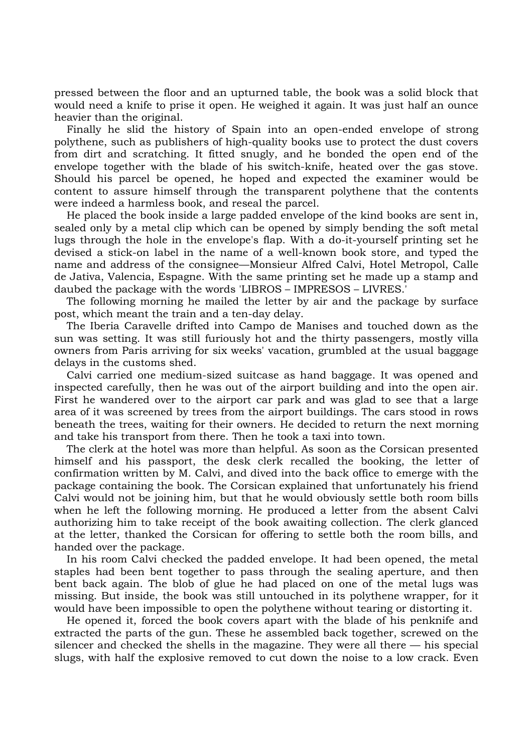pressed between the floor and an upturned table, the book was a solid block that would need a knife to prise it open. He weighed it again. It was just half an ounce heavier than the original.

Finally he slid the history of Spain into an open-ended envelope of strong polythene, such as publishers of high-quality books use to protect the dust covers from dirt and scratching. It fitted snugly, and he bonded the open end of the envelope together with the blade of his switch-knife, heated over the gas stove. Should his parcel be opened, he hoped and expected the examiner would be content to assure himself through the transparent polythene that the contents were indeed a harmless book, and reseal the parcel.

He placed the book inside a large padded envelope of the kind books are sent in, sealed only by a metal clip which can be opened by simply bending the soft metal lugs through the hole in the envelope's flap. With a do-it-yourself printing set he devised a stick-on label in the name of a well-known book store, and typed the name and address of the consignee—Monsieur Alfred Calvi, Hotel Metropol, Calle de Jativa, Valencia, Espagne. With the same printing set he made up a stamp and daubed the package with the words 'LIBROS – IMPRESOS – LIVRES.'

The following morning he mailed the letter by air and the package by surface post, which meant the train and a ten-day delay.

The Iberia Caravelle drifted into Campo de Manises and touched down as the sun was setting. It was still furiously hot and the thirty passengers, mostly villa owners from Paris arriving for six weeks' vacation, grumbled at the usual baggage delays in the customs shed.

Calvi carried one medium-sized suitcase as hand baggage. It was opened and inspected carefully, then he was out of the airport building and into the open air. First he wandered over to the airport car park and was glad to see that a large area of it was screened by trees from the airport buildings. The cars stood in rows beneath the trees, waiting for their owners. He decided to return the next morning and take his transport from there. Then he took a taxi into town.

The clerk at the hotel was more than helpful. As soon as the Corsican presented himself and his passport, the desk clerk recalled the booking, the letter of confirmation written by M. Calvi, and dived into the back office to emerge with the package containing the book. The Corsican explained that unfortunately his friend Calvi would not be joining him, but that he would obviously settle both room bills when he left the following morning. He produced a letter from the absent Calvi authorizing him to take receipt of the book awaiting collection. The clerk glanced at the letter, thanked the Corsican for offering to settle both the room bills, and handed over the package.

In his room Calvi checked the padded envelope. It had been opened, the metal staples had been bent together to pass through the sealing aperture, and then bent back again. The blob of glue he had placed on one of the metal lugs was missing. But inside, the book was still untouched in its polythene wrapper, for it would have been impossible to open the polythene without tearing or distorting it.

He opened it, forced the book covers apart with the blade of his penknife and extracted the parts of the gun. These he assembled back together, screwed on the silencer and checked the shells in the magazine. They were all there — his special slugs, with half the explosive removed to cut down the noise to a low crack. Even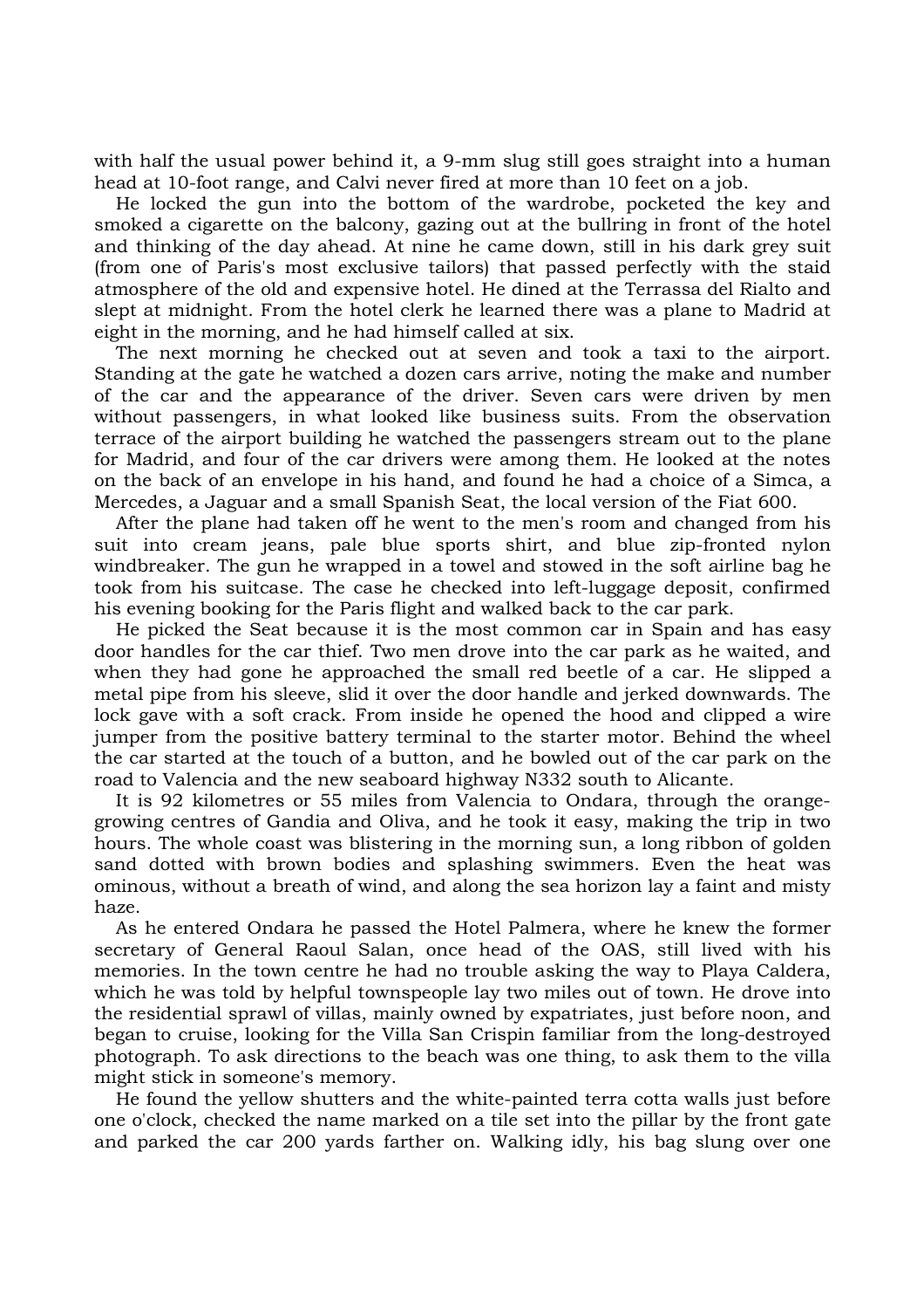with half the usual power behind it, a 9-mm slug still goes straight into a human head at 10-foot range, and Calvi never fired at more than 10 feet on a job.

He locked the gun into the bottom of the wardrobe, pocketed the key and smoked a cigarette on the balcony, gazing out at the bullring in front of the hotel and thinking of the day ahead. At nine he came down, still in his dark grey suit (from one of Paris's most exclusive tailors) that passed perfectly with the staid atmosphere of the old and expensive hotel. He dined at the Terrassa del Rialto and slept at midnight. From the hotel clerk he learned there was a plane to Madrid at eight in the morning, and he had himself called at six.

The next morning he checked out at seven and took a taxi to the airport. Standing at the gate he watched a dozen cars arrive, noting the make and number of the car and the appearance of the driver. Seven cars were driven by men without passengers, in what looked like business suits. From the observation terrace of the airport building he watched the passengers stream out to the plane for Madrid, and four of the car drivers were among them. He looked at the notes on the back of an envelope in his hand, and found he had a choice of a Simca, a Mercedes, a Jaguar and a small Spanish Seat, the local version of the Fiat 600.

After the plane had taken off he went to the men's room and changed from his suit into cream jeans, pale blue sports shirt, and blue zip-fronted nylon windbreaker. The gun he wrapped in a towel and stowed in the soft airline bag he took from his suitcase. The case he checked into left-luggage deposit, confirmed his evening booking for the Paris flight and walked back to the car park.

He picked the Seat because it is the most common car in Spain and has easy door handles for the car thief. Two men drove into the car park as he waited, and when they had gone he approached the small red beetle of a car. He slipped a metal pipe from his sleeve, slid it over the door handle and jerked downwards. The lock gave with a soft crack. From inside he opened the hood and clipped a wire jumper from the positive battery terminal to the starter motor. Behind the wheel the car started at the touch of a button, and he bowled out of the car park on the road to Valencia and the new seaboard highway N332 south to Alicante.

It is 92 kilometres or 55 miles from Valencia to Ondara, through the orange-growing centres of Gandia and Oliva, and he took it easy, making the trip in two hours. The whole coast was blistering in the morning sun, a long ribbon of golden sand dotted with brown bodies and splashing swimmers. Even the heat was ominous, without a breath of wind, and along the sea horizon lay a faint and misty haze.

As he entered Ondara he passed the Hotel Palmera, where he knew the former secretary of General Raoul Salan, once head of the OAS, still lived with his memories. In the town centre he had no trouble asking the way to Playa Caldera, which he was told by helpful townspeople lay two miles out of town. He drove into the residential sprawl of villas, mainly owned by expatriates, just before noon, and began to cruise, looking for the Villa San Crispin familiar from the long-destroyed photograph. To ask directions to the beach was one thing, to ask them to the villa might stick in someone's memory.

He found the yellow shutters and the white-painted terra cotta walls just before one o'clock, checked the name marked on a tile set into the pillar by the front gate and parked the car 200 yards farther on. Walking idly, his bag slung over one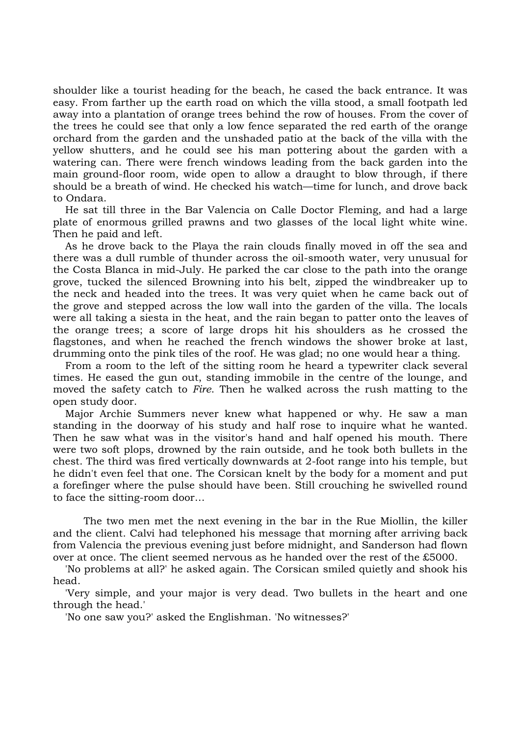shoulder like a tourist heading for the beach, he cased the back entrance. It was easy. From farther up the earth road on which the villa stood, a small footpath led away into a plantation of orange trees behind the row of houses. From the cover of the trees he could see that only a low fence separated the red earth of the orange orchard from the garden and the unshaded patio at the back of the villa with the yellow shutters, and he could see his man pottering about the garden with a watering can. There were french windows leading from the back garden into the main ground-floor room, wide open to allow a draught to blow through, if there should be a breath of wind. He checked his watch—time for lunch, and drove back to Ondara.

He sat till three in the Bar Valencia on Calle Doctor Fleming, and had a large plate of enormous grilled prawns and two glasses of the local light white wine. Then he paid and left.

As he drove back to the Playa the rain clouds finally moved in off the sea and there was a dull rumble of thunder across the oil-smooth water, very unusual for the Costa Blanca in mid-July. He parked the car close to the path into the orange grove, tucked the silenced Browning into his belt, zipped the windbreaker up to the neck and headed into the trees. It was very quiet when he came back out of the grove and stepped across the low wall into the garden of the villa. The locals were all taking a siesta in the heat, and the rain began to patter onto the leaves of the orange trees; a score of large drops hit his shoulders as he crossed the flagstones, and when he reached the french windows the shower broke at last, drumming onto the pink tiles of the roof. He was glad; no one would hear a thing.

From a room to the left of the sitting room he heard a typewriter clack several times. He eased the gun out, standing immobile in the centre of the lounge, and moved the safety catch to *Fire*. Then he walked across the rush matting to the open study door.

Major Archie Summers never knew what happened or why. He saw a man standing in the doorway of his study and half rose to inquire what he wanted. Then he saw what was in the visitor's hand and half opened his mouth. There were two soft plops, drowned by the rain outside, and he took both bullets in the chest. The third was fired vertically downwards at 2-foot range into his temple, but he didn't even feel that one. The Corsican knelt by the body for a moment and put a forefinger where the pulse should have been. Still crouching he swivelled round to face the sitting-room door…

The two men met the next evening in the bar in the Rue Miollin, the killer and the client. Calvi had telephoned his message that morning after arriving back from Valencia the previous evening just before midnight, and Sanderson had flown over at once. The client seemed nervous as he handed over the rest of the £5000.

'No problems at all?' he asked again. The Corsican smiled quietly and shook his head.

'Very simple, and your major is very dead. Two bullets in the heart and one through the head.'

'No one saw you?' asked the Englishman. 'No witnesses?'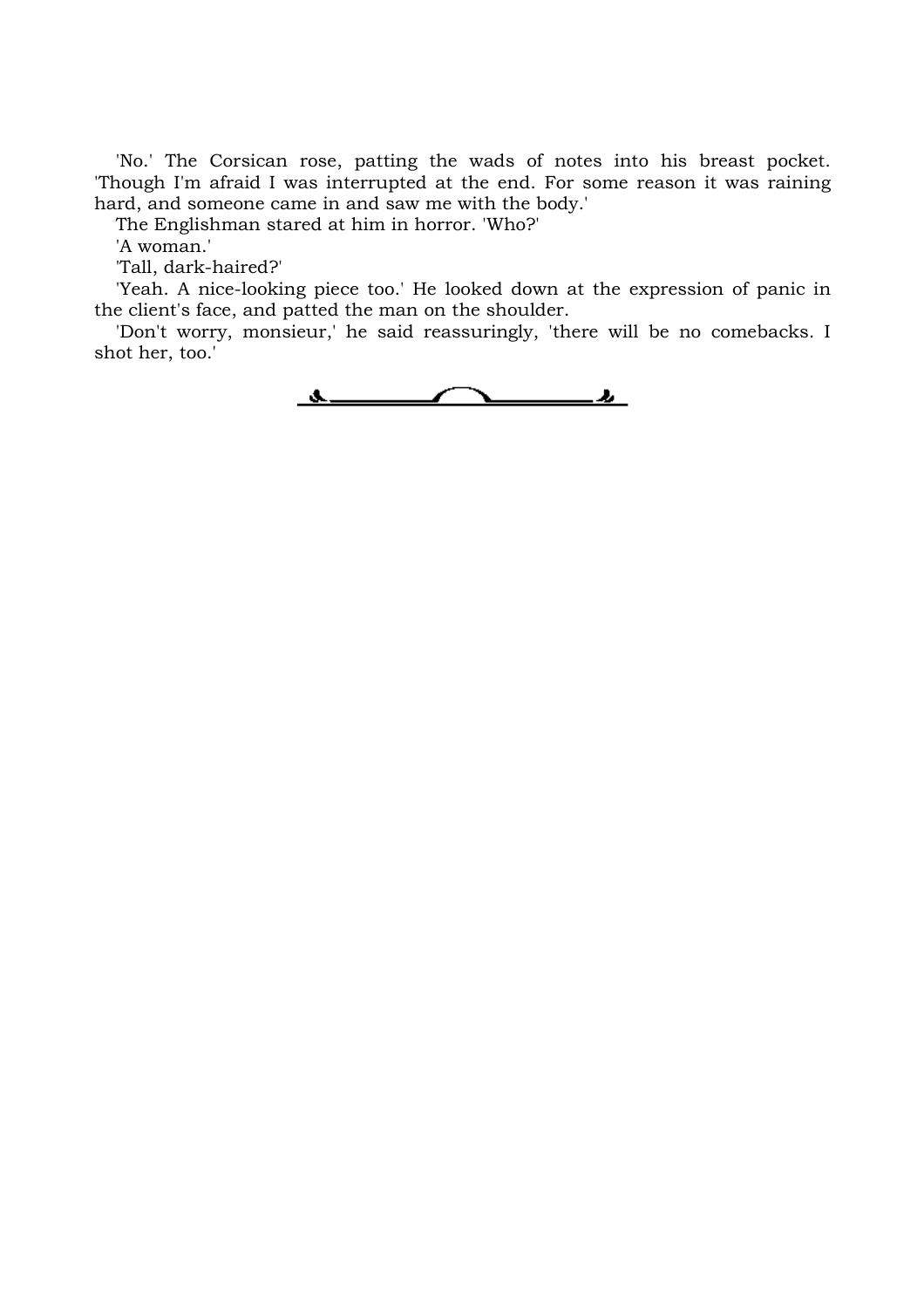'No.' The Corsican rose, patting the wads of notes into his breast pocket. 'Though I'm afraid I was interrupted at the end. For some reason it was raining hard, and someone came in and saw me with the body.'

The Englishman stared at him in horror. 'Who?'

'A woman.'

'Tall, dark-haired?'

'Yeah. A nice-looking piece too.' He looked down at the expression of panic in the client's face, and patted the man on the shoulder.

'Don't worry, monsieur,' he said reassuringly, 'there will be no comebacks. I shot her, too.'